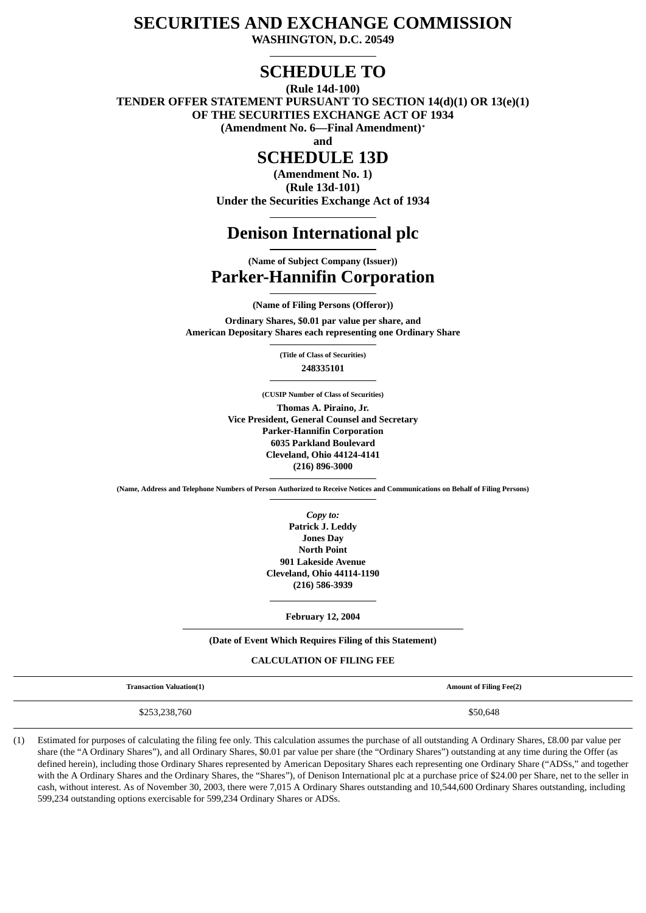# SECURITIES AND EXCHANGE COMMISSION

**WASHINGTON, D.C. 20549**

# SCHEDULE TO

**(Rule 14d-100)**
**TENDER OFFER STATEMENT PURSUANT TO SECTION 14(d)(1) OR 13(e)(1)**
**OF THE SECURITIES EXCHANGE ACT OF 1934**
**(Amendment No. 6—Final Amendment)***
**and**

# SCHEDULE 13D

**(Amendment No. 1)**
**(Rule 13d-101)**
**Under the Securities Exchange Act of 1934**

## Denison International plc

**(Name of Subject Company (Issuer))**

## Parker-Hannifin Corporation

**(Name of Filing Persons (Offeror))**

**Ordinary Shares, $0.01 par value per share, and**
**American Depositary Shares each representing one Ordinary Share**

**(Title of Class of Securities)**

**248335101**

**(CUSIP Number of Class of Securities)**

**Thomas A. Piraino, Jr.**
**Vice President, General Counsel and Secretary**
**Parker-Hannifin Corporation**
**6035 Parkland Boulevard**
**Cleveland, Ohio 44124-4141**
**(216) 896-3000**

**(Name, Address and Telephone Numbers of Person Authorized to Receive Notices and Communications on Behalf of Filing Persons)**

***Copy to:***
**Patrick J. Leddy**
**Jones Day**
**North Point**
**901 Lakeside Avenue**
**Cleveland, Ohio 44114-1190**
**(216) 586-3939**

**February 12, 2004**

**(Date of Event Which Requires Filing of this Statement)**

**CALCULATION OF FILING FEE**

| Transaction Valuation(1) | Amount of Filing Fee(2) |
|---|---|
| $253,238,760 | $50,648 |

(1) Estimated for purposes of calculating the filing fee only. This calculation assumes the purchase of all outstanding A Ordinary Shares, £8.00 par value per share (the "A Ordinary Shares"), and all Ordinary Shares, $0.01 par value per share (the "Ordinary Shares") outstanding at any time during the Offer (as defined herein), including those Ordinary Shares represented by American Depositary Shares each representing one Ordinary Share ("ADSs," and together with the A Ordinary Shares and the Ordinary Shares, the "Shares"), of Denison International plc at a purchase price of $24.00 per Share, net to the seller in cash, without interest. As of November 30, 2003, there were 7,015 A Ordinary Shares outstanding and 10,544,600 Ordinary Shares outstanding, including 599,234 outstanding options exercisable for 599,234 Ordinary Shares or ADSs.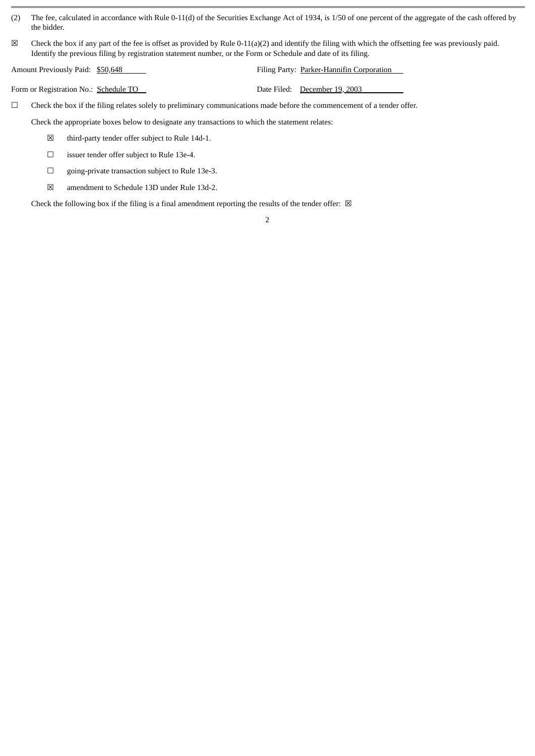(2) The fee, calculated in accordance with Rule 0-11(d) of the Securities Exchange Act of 1934, is 1/50 of one percent of the aggregate of the cash offered by the bidder.

☒ Check the box if any part of the fee is offset as provided by Rule 0-11(a)(2) and identify the filing with which the offsetting fee was previously paid. Identify the previous filing by registration statement number, or the Form or Schedule and date of its filing.

| | |
|---|---|
| Amount Previously Paid: $50,648 | Filing Party: Parker-Hannifin Corporation |
| Form or Registration No.: Schedule TO | Date Filed: December 19, 2003 |

☐ Check the box if the filing relates solely to preliminary communications made before the commencement of a tender offer.

Check the appropriate boxes below to designate any transactions to which the statement relates:

- ☒ third-party tender offer subject to Rule 14d-1.
- ☐ issuer tender offer subject to Rule 13e-4.
- ☐ going-private transaction subject to Rule 13e-3.
- ☒ amendment to Schedule 13D under Rule 13d-2.

Check the following box if the filing is a final amendment reporting the results of the tender offer: ☒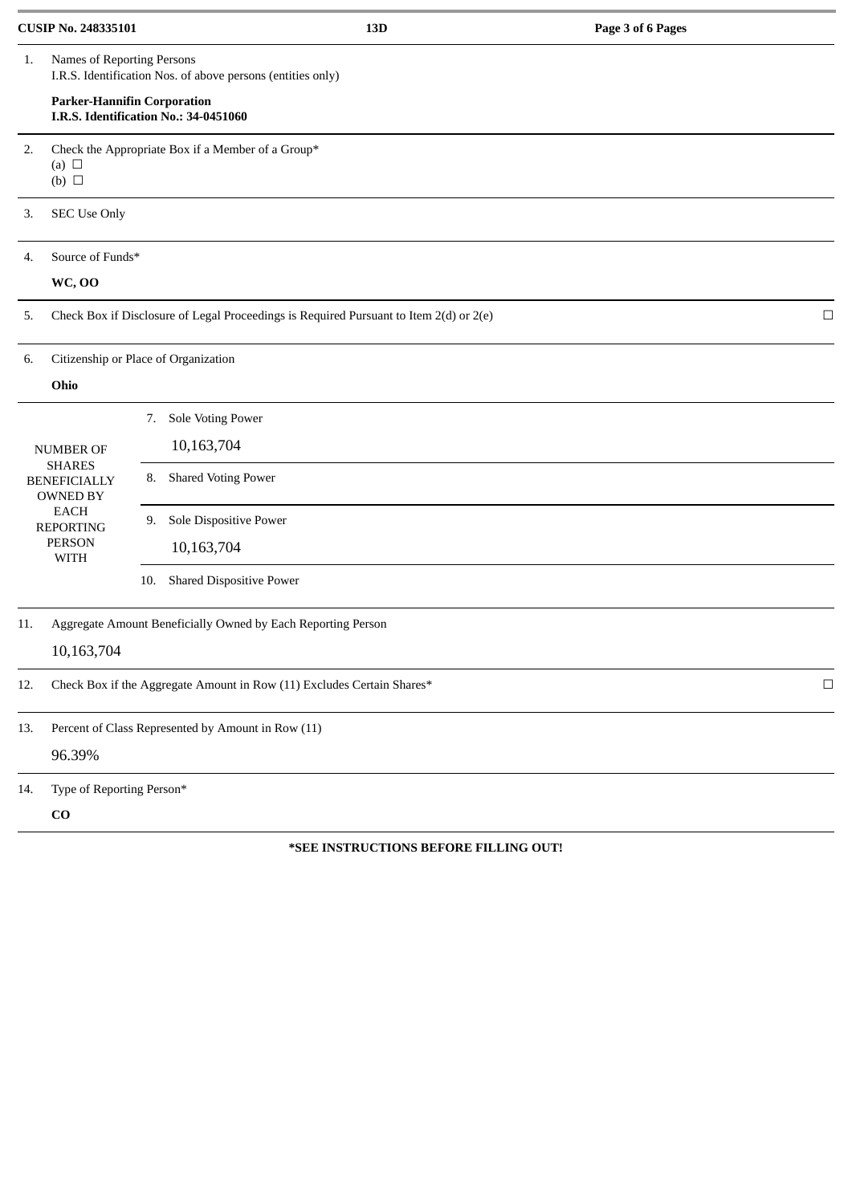| | | |
|---|---|---|
| CUSIP No. 248335101 | 13D | |

| | | |
|---|---|---|
| 1. | Names of Reporting Persons<br>I.R.S. Identification Nos. of above persons (entities only)<br><br>**Parker-Hannifin Corporation**<br>**I.R.S. Identification No.: 34-0451060** | |
| 2. | Check the Appropriate Box if a Member of a Group*<br>(a) ☐<br>(b) ☐ | |
| 3. | SEC Use Only | |
| 4. | Source of Funds*<br><br>**WC, OO** | |
| 5. | Check Box if Disclosure of Legal Proceedings is Required Pursuant to Item 2(d) or 2(e) | ☐ |
| 6. | Citizenship or Place of Organization<br><br>**Ohio** | |

| NUMBER OF SHARES BENEFICIALLY OWNED BY EACH REPORTING PERSON WITH | | |
|---|---|---|
| | 7. | Sole Voting Power<br><br>10,163,704 |
| | 8. | Shared Voting Power |
| | 9. | Sole Dispositive Power<br><br>10,163,704 |
| | 10. | Shared Dispositive Power |

| | | |
|---|---|---|
| 11. | Aggregate Amount Beneficially Owned by Each Reporting Person<br><br>10,163,704 | |
| 12. | Check Box if the Aggregate Amount in Row (11) Excludes Certain Shares* | ☐ |
| 13. | Percent of Class Represented by Amount in Row (11)<br><br>96.39% | |
| 14. | Type of Reporting Person*<br><br>**CO** | |

**\*SEE INSTRUCTIONS BEFORE FILLING OUT!**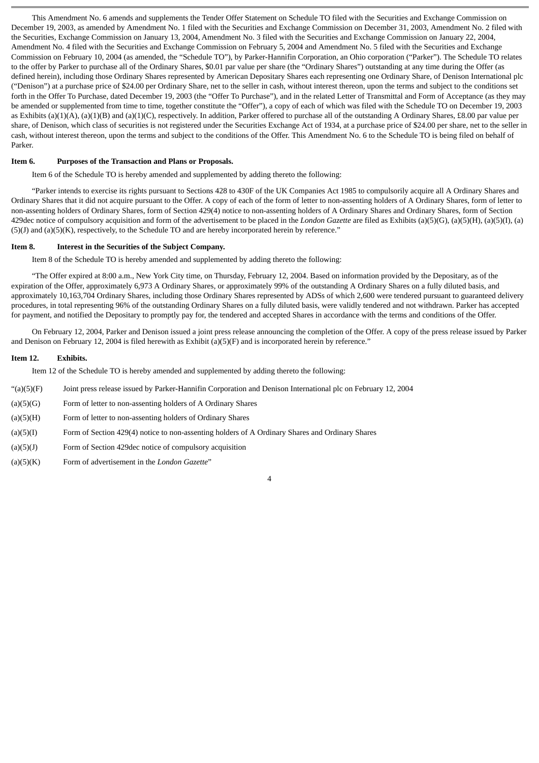This Amendment No. 6 amends and supplements the Tender Offer Statement on Schedule TO filed with the Securities and Exchange Commission on December 19, 2003, as amended by Amendment No. 1 filed with the Securities and Exchange Commission on December 31, 2003, Amendment No. 2 filed with the Securities, Exchange Commission on January 13, 2004, Amendment No. 3 filed with the Securities and Exchange Commission on January 22, 2004, Amendment No. 4 filed with the Securities and Exchange Commission on February 5, 2004 and Amendment No. 5 filed with the Securities and Exchange Commission on February 10, 2004 (as amended, the "Schedule TO"), by Parker-Hannifin Corporation, an Ohio corporation ("Parker"). The Schedule TO relates to the offer by Parker to purchase all of the Ordinary Shares, $0.01 par value per share (the "Ordinary Shares") outstanding at any time during the Offer (as defined herein), including those Ordinary Shares represented by American Depositary Shares each representing one Ordinary Share, of Denison International plc ("Denison") at a purchase price of $24.00 per Ordinary Share, net to the seller in cash, without interest thereon, upon the terms and subject to the conditions set forth in the Offer To Purchase, dated December 19, 2003 (the "Offer To Purchase"), and in the related Letter of Transmittal and Form of Acceptance (as they may be amended or supplemented from time to time, together constitute the "Offer"), a copy of each of which was filed with the Schedule TO on December 19, 2003 as Exhibits (a)(1)(A), (a)(1)(B) and (a)(1)(C), respectively. In addition, Parker offered to purchase all of the outstanding A Ordinary Shares, £8.00 par value per share, of Denison, which class of securities is not registered under the Securities Exchange Act of 1934, at a purchase price of $24.00 per share, net to the seller in cash, without interest thereon, upon the terms and subject to the conditions of the Offer. This Amendment No. 6 to the Schedule TO is being filed on behalf of Parker.

**Item 6. Purposes of the Transaction and Plans or Proposals.**

Item 6 of the Schedule TO is hereby amended and supplemented by adding thereto the following:

"Parker intends to exercise its rights pursuant to Sections 428 to 430F of the UK Companies Act 1985 to compulsorily acquire all A Ordinary Shares and Ordinary Shares that it did not acquire pursuant to the Offer. A copy of each of the form of letter to non-assenting holders of A Ordinary Shares, form of letter to non-assenting holders of Ordinary Shares, form of Section 429(4) notice to non-assenting holders of A Ordinary Shares and Ordinary Shares, form of Section 429dec notice of compulsory acquisition and form of the advertisement to be placed in the *London Gazette* are filed as Exhibits (a)(5)(G), (a)(5)(H), (a)(5)(I), (a)(5)(J) and (a)(5)(K), respectively, to the Schedule TO and are hereby incorporated herein by reference."

**Item 8. Interest in the Securities of the Subject Company.**

Item 8 of the Schedule TO is hereby amended and supplemented by adding thereto the following:

"The Offer expired at 8:00 a.m., New York City time, on Thursday, February 12, 2004. Based on information provided by the Depositary, as of the expiration of the Offer, approximately 6,973 A Ordinary Shares, or approximately 99% of the outstanding A Ordinary Shares on a fully diluted basis, and approximately 10,163,704 Ordinary Shares, including those Ordinary Shares represented by ADSs of which 2,600 were tendered pursuant to guaranteed delivery procedures, in total representing 96% of the outstanding Ordinary Shares on a fully diluted basis, were validly tendered and not withdrawn. Parker has accepted for payment, and notified the Depositary to promptly pay for, the tendered and accepted Shares in accordance with the terms and conditions of the Offer.

On February 12, 2004, Parker and Denison issued a joint press release announcing the completion of the Offer. A copy of the press release issued by Parker and Denison on February 12, 2004 is filed herewith as Exhibit (a)(5)(F) and is incorporated herein by reference."

**Item 12. Exhibits.**

Item 12 of the Schedule TO is hereby amended and supplemented by adding thereto the following:

"(a)(5)(F) Joint press release issued by Parker-Hannifin Corporation and Denison International plc on February 12, 2004

(a)(5)(G) Form of letter to non-assenting holders of A Ordinary Shares

(a)(5)(H) Form of letter to non-assenting holders of Ordinary Shares

(a)(5)(I) Form of Section 429(4) notice to non-assenting holders of A Ordinary Shares and Ordinary Shares

(a)(5)(J) Form of Section 429dec notice of compulsory acquisition

(a)(5)(K) Form of advertisement in the *London Gazette*"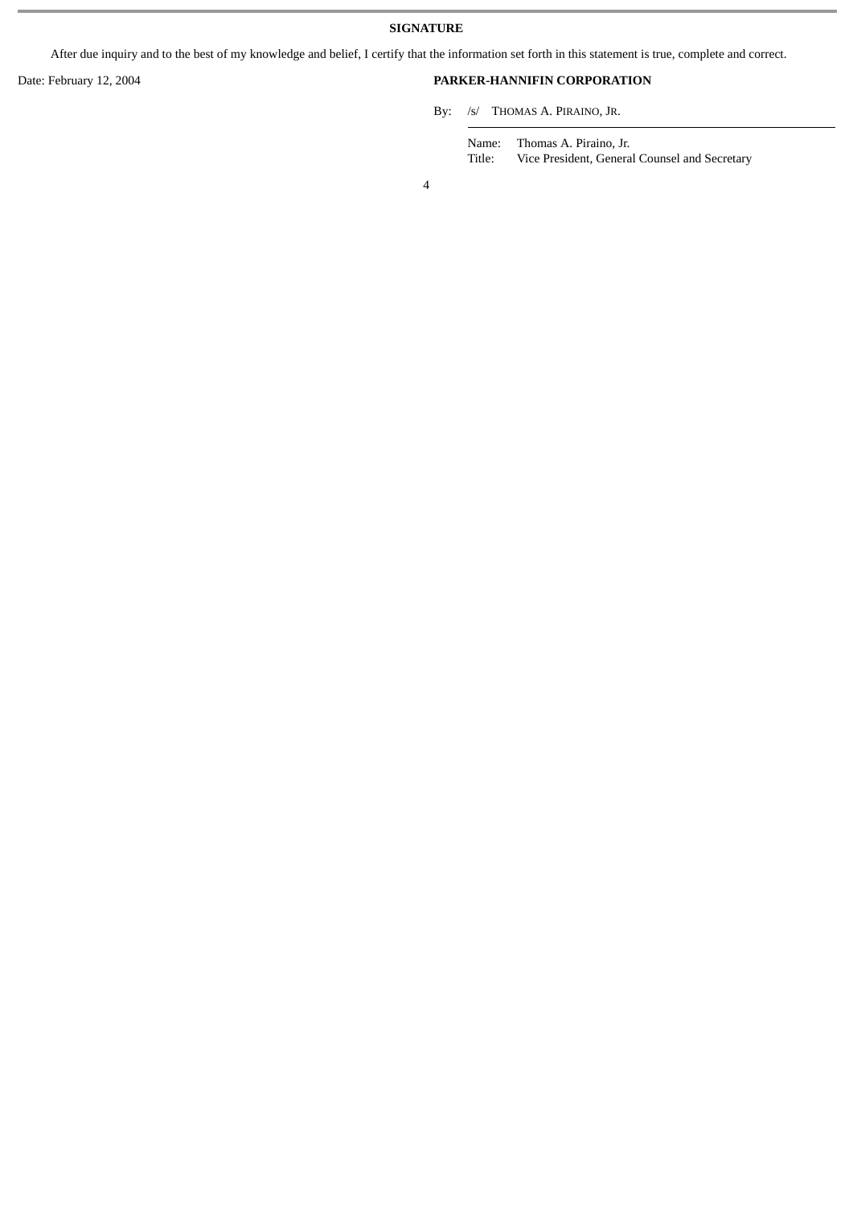**SIGNATURE**

After due inquiry and to the best of my knowledge and belief, I certify that the information set forth in this statement is true, complete and correct.

Date: February 12, 2004

**PARKER-HANNIFIN CORPORATION**

By: /s/ THOMAS A. PIRAINO, JR.

Name: Thomas A. Piraino, Jr.
Title: Vice President, General Counsel and Secretary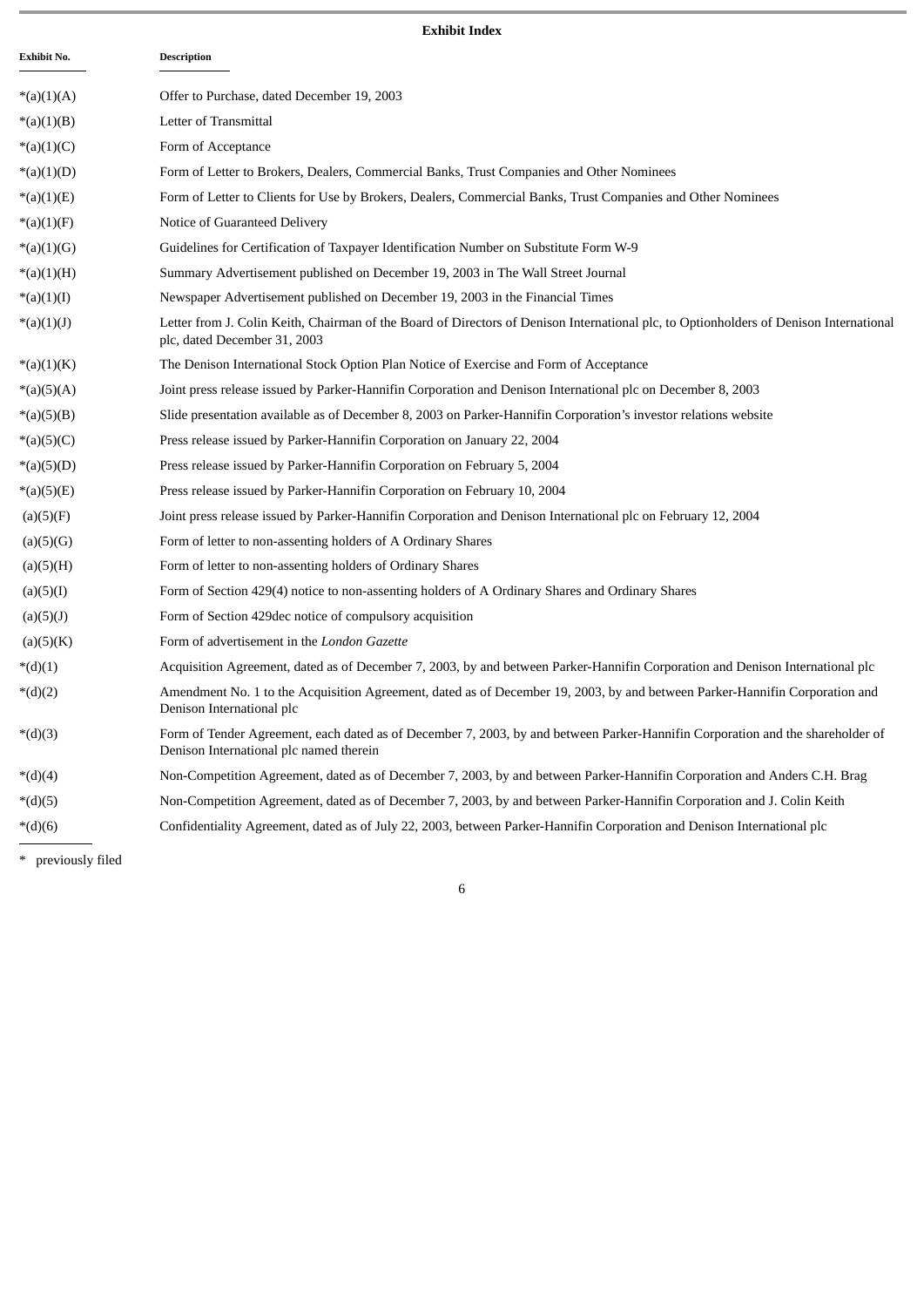**Exhibit Index**

| Exhibit No. | Description |
| --- | --- |
| *(a)(1)(A) | Offer to Purchase, dated December 19, 2003 |
| *(a)(1)(B) | Letter of Transmittal |
| *(a)(1)(C) | Form of Acceptance |
| *(a)(1)(D) | Form of Letter to Brokers, Dealers, Commercial Banks, Trust Companies and Other Nominees |
| *(a)(1)(E) | Form of Letter to Clients for Use by Brokers, Dealers, Commercial Banks, Trust Companies and Other Nominees |
| *(a)(1)(F) | Notice of Guaranteed Delivery |
| *(a)(1)(G) | Guidelines for Certification of Taxpayer Identification Number on Substitute Form W-9 |
| *(a)(1)(H) | Summary Advertisement published on December 19, 2003 in The Wall Street Journal |
| *(a)(1)(I) | Newspaper Advertisement published on December 19, 2003 in the Financial Times |
| *(a)(1)(J) | Letter from J. Colin Keith, Chairman of the Board of Directors of Denison International plc, to Optionholders of Denison International plc, dated December 31, 2003 |
| *(a)(1)(K) | The Denison International Stock Option Plan Notice of Exercise and Form of Acceptance |
| *(a)(5)(A) | Joint press release issued by Parker-Hannifin Corporation and Denison International plc on December 8, 2003 |
| *(a)(5)(B) | Slide presentation available as of December 8, 2003 on Parker-Hannifin Corporation's investor relations website |
| *(a)(5)(C) | Press release issued by Parker-Hannifin Corporation on January 22, 2004 |
| *(a)(5)(D) | Press release issued by Parker-Hannifin Corporation on February 5, 2004 |
| *(a)(5)(E) | Press release issued by Parker-Hannifin Corporation on February 10, 2004 |
| (a)(5)(F) | Joint press release issued by Parker-Hannifin Corporation and Denison International plc on February 12, 2004 |
| (a)(5)(G) | Form of letter to non-assenting holders of A Ordinary Shares |
| (a)(5)(H) | Form of letter to non-assenting holders of Ordinary Shares |
| (a)(5)(I) | Form of Section 429(4) notice to non-assenting holders of A Ordinary Shares and Ordinary Shares |
| (a)(5)(J) | Form of Section 429dec notice of compulsory acquisition |
| (a)(5)(K) | Form of advertisement in the *London Gazette* |
| *(d)(1) | Acquisition Agreement, dated as of December 7, 2003, by and between Parker-Hannifin Corporation and Denison International plc |
| *(d)(2) | Amendment No. 1 to the Acquisition Agreement, dated as of December 19, 2003, by and between Parker-Hannifin Corporation and Denison International plc |
| *(d)(3) | Form of Tender Agreement, each dated as of December 7, 2003, by and between Parker-Hannifin Corporation and the shareholder of Denison International plc named therein |
| *(d)(4) | Non-Competition Agreement, dated as of December 7, 2003, by and between Parker-Hannifin Corporation and Anders C.H. Brag |
| *(d)(5) | Non-Competition Agreement, dated as of December 7, 2003, by and between Parker-Hannifin Corporation and J. Colin Keith |
| *(d)(6) | Confidentiality Agreement, dated as of July 22, 2003, between Parker-Hannifin Corporation and Denison International plc |

\* previously filed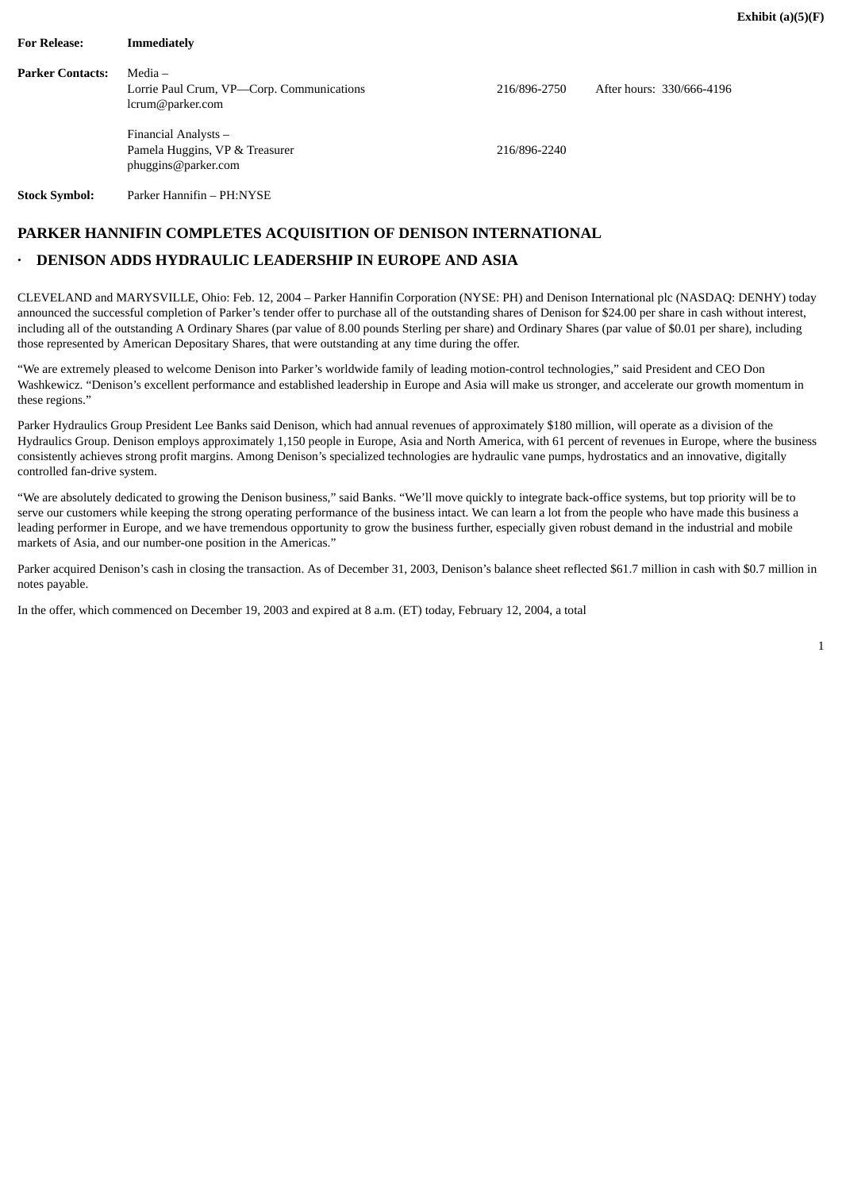**Exhibit (a)(5)(F)**

| | | | |
|---|---|---|---|
| **For Release:** | **Immediately** | | |
| **Parker Contacts:** | Media –<br>Lorrie Paul Crum, VP—Corp. Communications<br>lcrum@parker.com | 216/896-2750 | After hours: 330/666-4196 |
| | Financial Analysts –<br>Pamela Huggins, VP & Treasurer<br>phuggins@parker.com | 216/896-2240 | |
| **Stock Symbol:** | Parker Hannifin – PH:NYSE | | |

## PARKER HANNIFIN COMPLETES ACQUISITION OF DENISON INTERNATIONAL

- **DENISON ADDS HYDRAULIC LEADERSHIP IN EUROPE AND ASIA**

CLEVELAND and MARYSVILLE, Ohio: Feb. 12, 2004 – Parker Hannifin Corporation (NYSE: PH) and Denison International plc (NASDAQ: DENHY) today announced the successful completion of Parker's tender offer to purchase all of the outstanding shares of Denison for $24.00 per share in cash without interest, including all of the outstanding A Ordinary Shares (par value of 8.00 pounds Sterling per share) and Ordinary Shares (par value of $0.01 per share), including those represented by American Depositary Shares, that were outstanding at any time during the offer.

"We are extremely pleased to welcome Denison into Parker's worldwide family of leading motion-control technologies," said President and CEO Don Washkewicz. "Denison's excellent performance and established leadership in Europe and Asia will make us stronger, and accelerate our growth momentum in these regions."

Parker Hydraulics Group President Lee Banks said Denison, which had annual revenues of approximately $180 million, will operate as a division of the Hydraulics Group. Denison employs approximately 1,150 people in Europe, Asia and North America, with 61 percent of revenues in Europe, where the business consistently achieves strong profit margins. Among Denison's specialized technologies are hydraulic vane pumps, hydrostatics and an innovative, digitally controlled fan-drive system.

"We are absolutely dedicated to growing the Denison business," said Banks. "We'll move quickly to integrate back-office systems, but top priority will be to serve our customers while keeping the strong operating performance of the business intact. We can learn a lot from the people who have made this business a leading performer in Europe, and we have tremendous opportunity to grow the business further, especially given robust demand in the industrial and mobile markets of Asia, and our number-one position in the Americas."

Parker acquired Denison's cash in closing the transaction. As of December 31, 2003, Denison's balance sheet reflected $61.7 million in cash with $0.7 million in notes payable.

In the offer, which commenced on December 19, 2003 and expired at 8 a.m. (ET) today, February 12, 2004, a total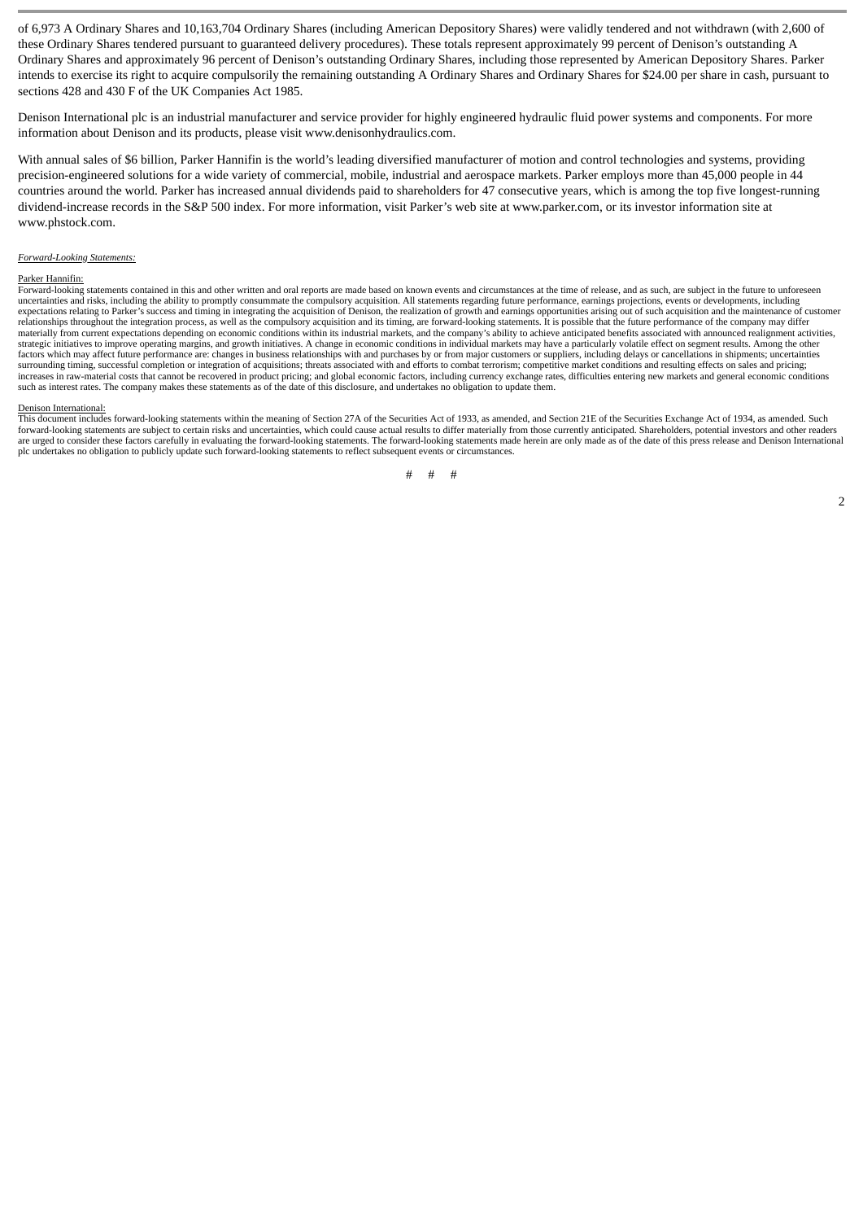of 6,973 A Ordinary Shares and 10,163,704 Ordinary Shares (including American Depository Shares) were validly tendered and not withdrawn (with 2,600 of these Ordinary Shares tendered pursuant to guaranteed delivery procedures). These totals represent approximately 99 percent of Denison's outstanding A Ordinary Shares and approximately 96 percent of Denison's outstanding Ordinary Shares, including those represented by American Depository Shares. Parker intends to exercise its right to acquire compulsorily the remaining outstanding A Ordinary Shares and Ordinary Shares for $24.00 per share in cash, pursuant to sections 428 and 430 F of the UK Companies Act 1985.

Denison International plc is an industrial manufacturer and service provider for highly engineered hydraulic fluid power systems and components. For more information about Denison and its products, please visit www.denisonhydraulics.com.

With annual sales of $6 billion, Parker Hannifin is the world's leading diversified manufacturer of motion and control technologies and systems, providing precision-engineered solutions for a wide variety of commercial, mobile, industrial and aerospace markets. Parker employs more than 45,000 people in 44 countries around the world. Parker has increased annual dividends paid to shareholders for 47 consecutive years, which is among the top five longest-running dividend-increase records in the S&P 500 index. For more information, visit Parker's web site at www.parker.com, or its investor information site at www.phstock.com.

*Forward-Looking Statements:*

Parker Hannifin:

Forward-looking statements contained in this and other written and oral reports are made based on known events and circumstances at the time of release, and as such, are subject in the future to unforeseen uncertainties and risks, including the ability to promptly consummate the compulsory acquisition. All statements regarding future performance, earnings projections, events or developments, including expectations relating to Parker's success and timing in integrating the acquisition of Denison, the realization of growth and earnings opportunities arising out of such acquisition and the maintenance of customer relationships throughout the integration process, as well as the compulsory acquisition and its timing, are forward-looking statements. It is possible that the future performance of the company may differ materially from current expectations depending on economic conditions within its industrial markets, and the company's ability to achieve anticipated benefits associated with announced realignment activities, strategic initiatives to improve operating margins, and growth initiatives. A change in economic conditions in individual markets may have a particularly volatile effect on segment results. Among the other factors which may affect future performance are: changes in business relationships with and purchases by or from major customers or suppliers, including delays or cancellations in shipments; uncertainties surrounding timing, successful completion or integration of acquisitions; threats associated with and efforts to combat terrorism; competitive market conditions and resulting effects on sales and pricing; increases in raw-material costs that cannot be recovered in product pricing; and global economic factors, including currency exchange rates, difficulties entering new markets and general economic conditions such as interest rates. The company makes these statements as of the date of this disclosure, and undertakes no obligation to update them.

Denison International:

This document includes forward-looking statements within the meaning of Section 27A of the Securities Act of 1933, as amended, and Section 21E of the Securities Exchange Act of 1934, as amended. Such forward-looking statements are subject to certain risks and uncertainties, which could cause actual results to differ materially from those currently anticipated. Shareholders, potential investors and other readers are urged to consider these factors carefully in evaluating the forward-looking statements. The forward-looking statements made herein are only made as of the date of this press release and Denison International plc undertakes no obligation to publicly update such forward-looking statements to reflect subsequent events or circumstances.

# # #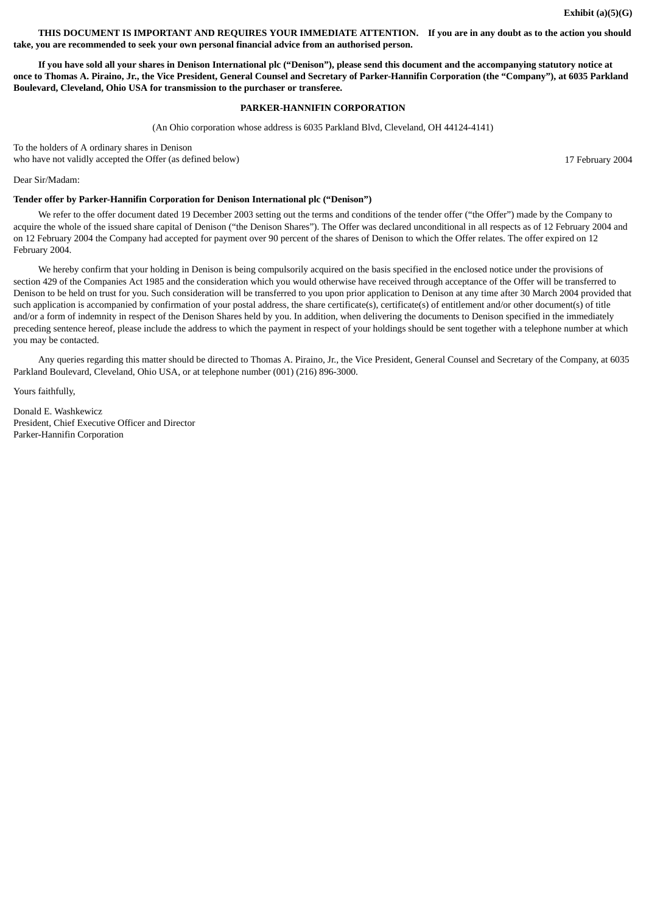**Exhibit (a)(5)(G)**

**THIS DOCUMENT IS IMPORTANT AND REQUIRES YOUR IMMEDIATE ATTENTION. If you are in any doubt as to the action you should take, you are recommended to seek your own personal financial advice from an authorised person.**

**If you have sold all your shares in Denison International plc (“Denison”), please send this document and the accompanying statutory notice at once to Thomas A. Piraino, Jr., the Vice President, General Counsel and Secretary of Parker-Hannifin Corporation (the “Company”), at 6035 Parkland Boulevard, Cleveland, Ohio USA for transmission to the purchaser or transferee.**

**PARKER-HANNIFIN CORPORATION**

(An Ohio corporation whose address is 6035 Parkland Blvd, Cleveland, OH 44124-4141)

To the holders of A ordinary shares in Denison
who have not validly accepted the Offer (as defined below)

17 February 2004

Dear Sir/Madam:

**Tender offer by Parker-Hannifin Corporation for Denison International plc (“Denison”)**

We refer to the offer document dated 19 December 2003 setting out the terms and conditions of the tender offer (“the Offer”) made by the Company to acquire the whole of the issued share capital of Denison (“the Denison Shares”). The Offer was declared unconditional in all respects as of 12 February 2004 and on 12 February 2004 the Company had accepted for payment over 90 percent of the shares of Denison to which the Offer relates. The offer expired on 12 February 2004.

We hereby confirm that your holding in Denison is being compulsorily acquired on the basis specified in the enclosed notice under the provisions of section 429 of the Companies Act 1985 and the consideration which you would otherwise have received through acceptance of the Offer will be transferred to Denison to be held on trust for you. Such consideration will be transferred to you upon prior application to Denison at any time after 30 March 2004 provided that such application is accompanied by confirmation of your postal address, the share certificate(s), certificate(s) of entitlement and/or other document(s) of title and/or a form of indemnity in respect of the Denison Shares held by you. In addition, when delivering the documents to Denison specified in the immediately preceding sentence hereof, please include the address to which the payment in respect of your holdings should be sent together with a telephone number at which you may be contacted.

Any queries regarding this matter should be directed to Thomas A. Piraino, Jr., the Vice President, General Counsel and Secretary of the Company, at 6035 Parkland Boulevard, Cleveland, Ohio USA, or at telephone number (001) (216) 896-3000.

Yours faithfully,

Donald E. Washkewicz
President, Chief Executive Officer and Director
Parker-Hannifin Corporation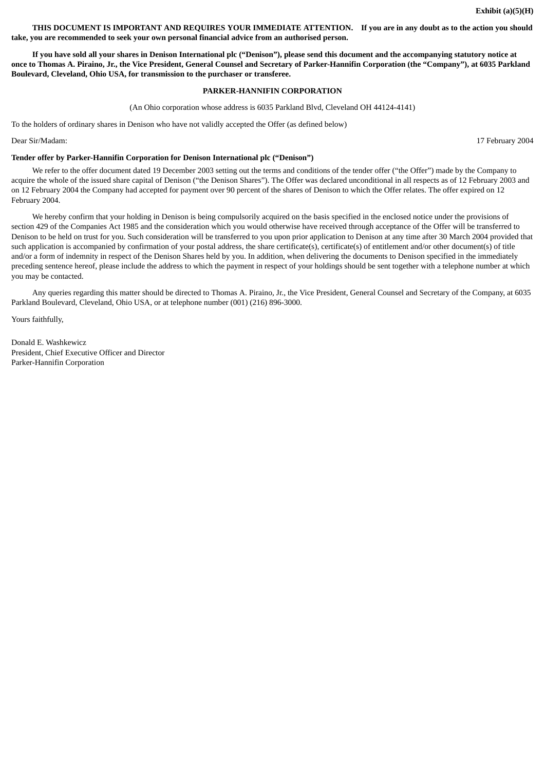**Exhibit (a)(5)(H)**

**THIS DOCUMENT IS IMPORTANT AND REQUIRES YOUR IMMEDIATE ATTENTION. If you are in any doubt as to the action you should take, you are recommended to seek your own personal financial advice from an authorised person.**

**If you have sold all your shares in Denison International plc ("Denison"), please send this document and the accompanying statutory notice at once to Thomas A. Piraino, Jr., the Vice President, General Counsel and Secretary of Parker-Hannifin Corporation (the "Company"), at 6035 Parkland Boulevard, Cleveland, Ohio USA, for transmission to the purchaser or transferee.**

**PARKER-HANNIFIN CORPORATION**

(An Ohio corporation whose address is 6035 Parkland Blvd, Cleveland OH 44124-4141)

To the holders of ordinary shares in Denison who have not validly accepted the Offer (as defined below)

Dear Sir/Madam: 17 February 2004

**Tender offer by Parker-Hannifin Corporation for Denison International plc ("Denison")**

We refer to the offer document dated 19 December 2003 setting out the terms and conditions of the tender offer ("the Offer") made by the Company to acquire the whole of the issued share capital of Denison ("the Denison Shares"). The Offer was declared unconditional in all respects as of 12 February 2003 and on 12 February 2004 the Company had accepted for payment over 90 percent of the shares of Denison to which the Offer relates. The offer expired on 12 February 2004.

We hereby confirm that your holding in Denison is being compulsorily acquired on the basis specified in the enclosed notice under the provisions of section 429 of the Companies Act 1985 and the consideration which you would otherwise have received through acceptance of the Offer will be transferred to Denison to be held on trust for you. Such consideration will be transferred to you upon prior application to Denison at any time after 30 March 2004 provided that such application is accompanied by confirmation of your postal address, the share certificate(s), certificate(s) of entitlement and/or other document(s) of title and/or a form of indemnity in respect of the Denison Shares held by you. In addition, when delivering the documents to Denison specified in the immediately preceding sentence hereof, please include the address to which the payment in respect of your holdings should be sent together with a telephone number at which you may be contacted.

Any queries regarding this matter should be directed to Thomas A. Piraino, Jr., the Vice President, General Counsel and Secretary of the Company, at 6035 Parkland Boulevard, Cleveland, Ohio USA, or at telephone number (001) (216) 896-3000.

Yours faithfully,

Donald E. Washkewicz
President, Chief Executive Officer and Director
Parker-Hannifin Corporation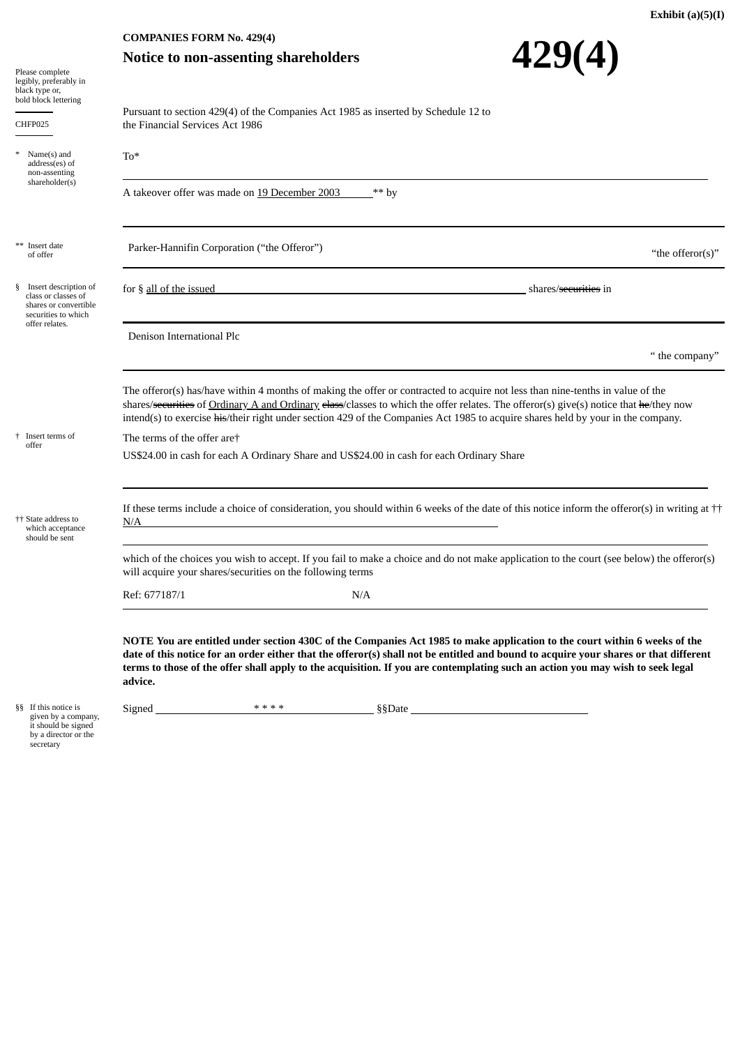**Exhibit (a)(5)(I)**

**COMPANIES FORM No. 429(4)**

# Notice to non-assenting shareholders

# 429(4)

Please complete legibly, preferably in black type or, bold block lettering

CHFP025

Pursuant to section 429(4) of the Companies Act 1985 as inserted by Schedule 12 to the Financial Services Act 1986

\* Name(s) and address(es) of non-assenting shareholder(s)

To*

A takeover offer was made on 19 December 2003 ** by

** Insert date of offer

Parker-Hannifin Corporation (“the Offeror”) “the offeror(s)”

§ Insert description of class or classes of shares or convertible securities to which offer relates.

for § all of the issued shares/~~securities~~ in

Denison International Plc “ the company”

The offeror(s) has/have within 4 months of making the offer or contracted to acquire not less than nine-tenths in value of the shares/~~securities~~ of Ordinary A and Ordinary ~~class~~/classes to which the offer relates. The offeror(s) give(s) notice that ~~he~~/they now intend(s) to exercise ~~his~~/their right under section 429 of the Companies Act 1985 to acquire shares held by your in the company.

† Insert terms of offer

The terms of the offer are†

US$24.00 in cash for each A Ordinary Share and US$24.00 in cash for each Ordinary Share

†† State address to which acceptance should be sent

If these terms include a choice of consideration, you should within 6 weeks of the date of this notice inform the offeror(s) in writing at †† N/A

which of the choices you wish to accept. If you fail to make a choice and do not make application to the court (see below) the offeror(s) will acquire your shares/securities on the following terms

Ref: 677187/1 N/A

**NOTE You are entitled under section 430C of the Companies Act 1985 to make application to the court within 6 weeks of the date of this notice for an order either that the offeror(s) shall not be entitled and bound to acquire your shares or that different terms to those of the offer shall apply to the acquisition. If you are contemplating such an action you may wish to seek legal advice.**

§§ If this notice is given by a company, it should be signed by a director or the secretary

Signed * * * * §§Date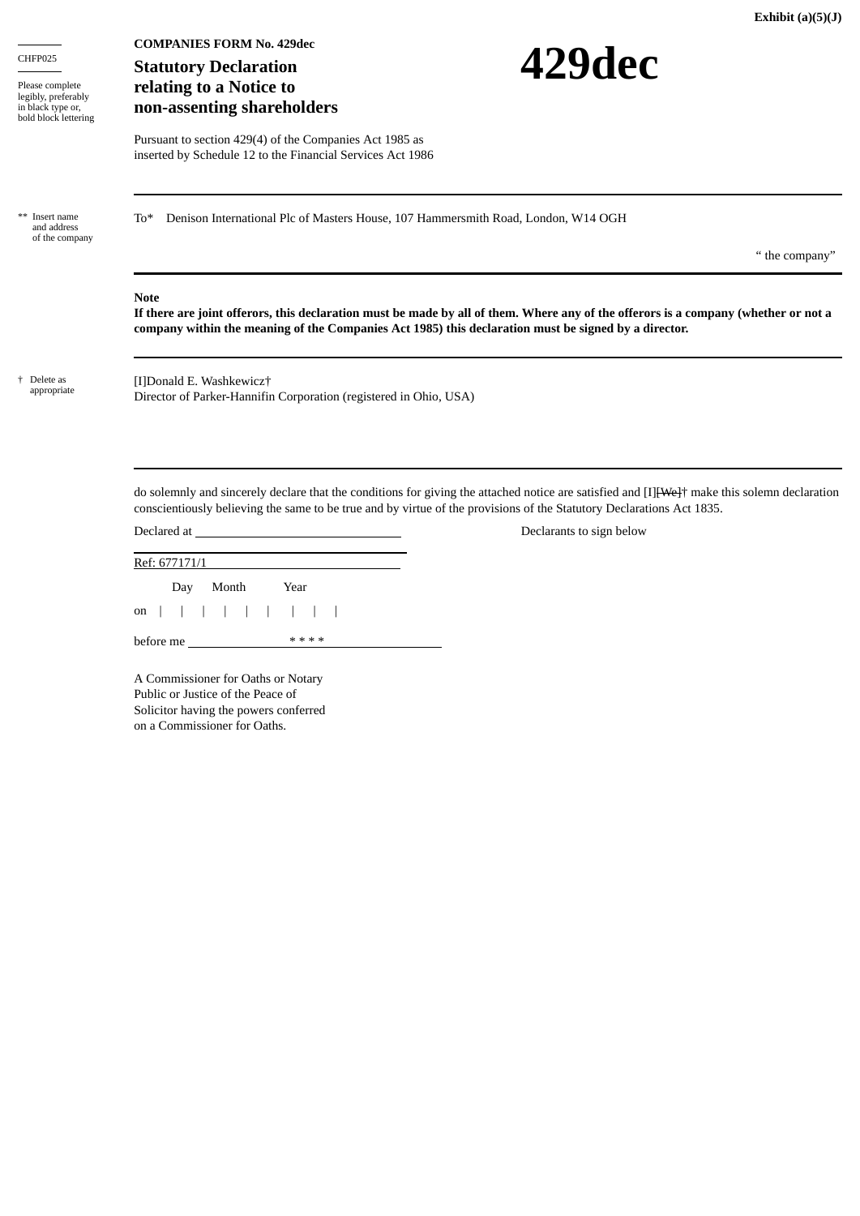**Exhibit (a)(5)(J)**

CHFP025

Please complete legibly, preferably in black type or, bold block lettering

**COMPANIES FORM No. 429dec**

# 429dec

## Statutory Declaration relating to a Notice to non-assenting shareholders

Pursuant to section 429(4) of the Companies Act 1985 as inserted by Schedule 12 to the Financial Services Act 1986

** Insert name and address of the company

To* Denison International Plc of Masters House, 107 Hammersmith Road, London, W14 OGH

" the company"

**Note**

**If there are joint offerors, this declaration must be made by all of them. Where any of the offerors is a company (whether or not a company within the meaning of the Companies Act 1985) this declaration must be signed by a director.**

† Delete as appropriate

[I]Donald E. Washkewicz†

Director of Parker-Hannifin Corporation (registered in Ohio, USA)

do solemnly and sincerely declare that the conditions for giving the attached notice are satisfied and [I]~~[We]~~† make this solemn declaration conscientiously believing the same to be true and by virtue of the provisions of the Statutory Declarations Act 1835.

Declared at \_\_\_\_\_\_\_\_\_\_\_\_\_\_\_\_\_\_\_\_\_\_\_\_\_\_\_\_\_\_ Declarants to sign below

Ref: 677171/1

Day Month Year

on | | | | | | | | |

before me * * * *

A Commissioner for Oaths or Notary Public or Justice of the Peace of Solicitor having the powers conferred on a Commissioner for Oaths.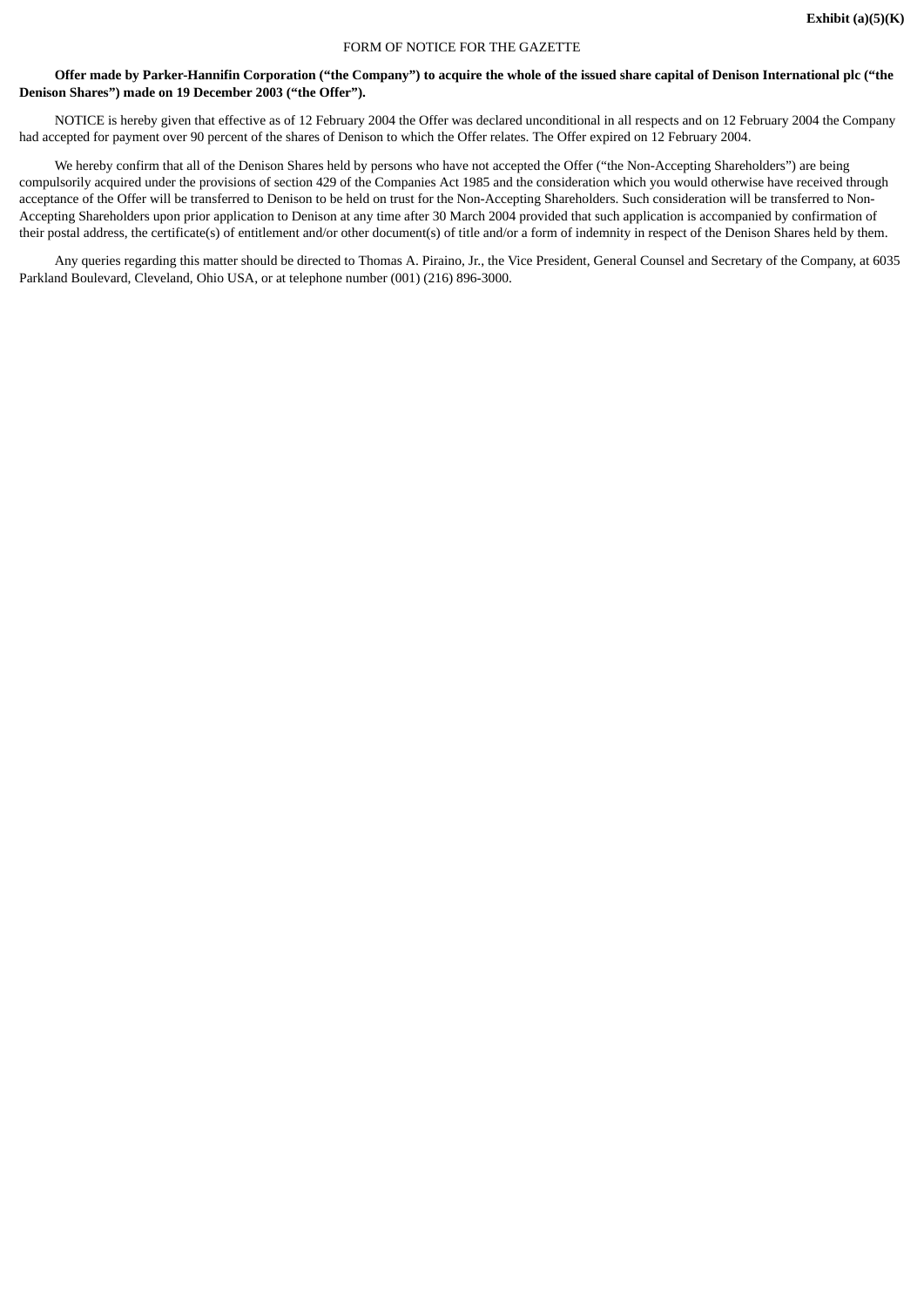**Exhibit (a)(5)(K)**

FORM OF NOTICE FOR THE GAZETTE

**Offer made by Parker-Hannifin Corporation (“the Company”) to acquire the whole of the issued share capital of Denison International plc (“the Denison Shares”) made on 19 December 2003 (“the Offer”).**

NOTICE is hereby given that effective as of 12 February 2004 the Offer was declared unconditional in all respects and on 12 February 2004 the Company had accepted for payment over 90 percent of the shares of Denison to which the Offer relates. The Offer expired on 12 February 2004.

We hereby confirm that all of the Denison Shares held by persons who have not accepted the Offer (“the Non-Accepting Shareholders”) are being compulsorily acquired under the provisions of section 429 of the Companies Act 1985 and the consideration which you would otherwise have received through acceptance of the Offer will be transferred to Denison to be held on trust for the Non-Accepting Shareholders. Such consideration will be transferred to Non-Accepting Shareholders upon prior application to Denison at any time after 30 March 2004 provided that such application is accompanied by confirmation of their postal address, the certificate(s) of entitlement and/or other document(s) of title and/or a form of indemnity in respect of the Denison Shares held by them.

Any queries regarding this matter should be directed to Thomas A. Piraino, Jr., the Vice President, General Counsel and Secretary of the Company, at 6035 Parkland Boulevard, Cleveland, Ohio USA, or at telephone number (001) (216) 896-3000.